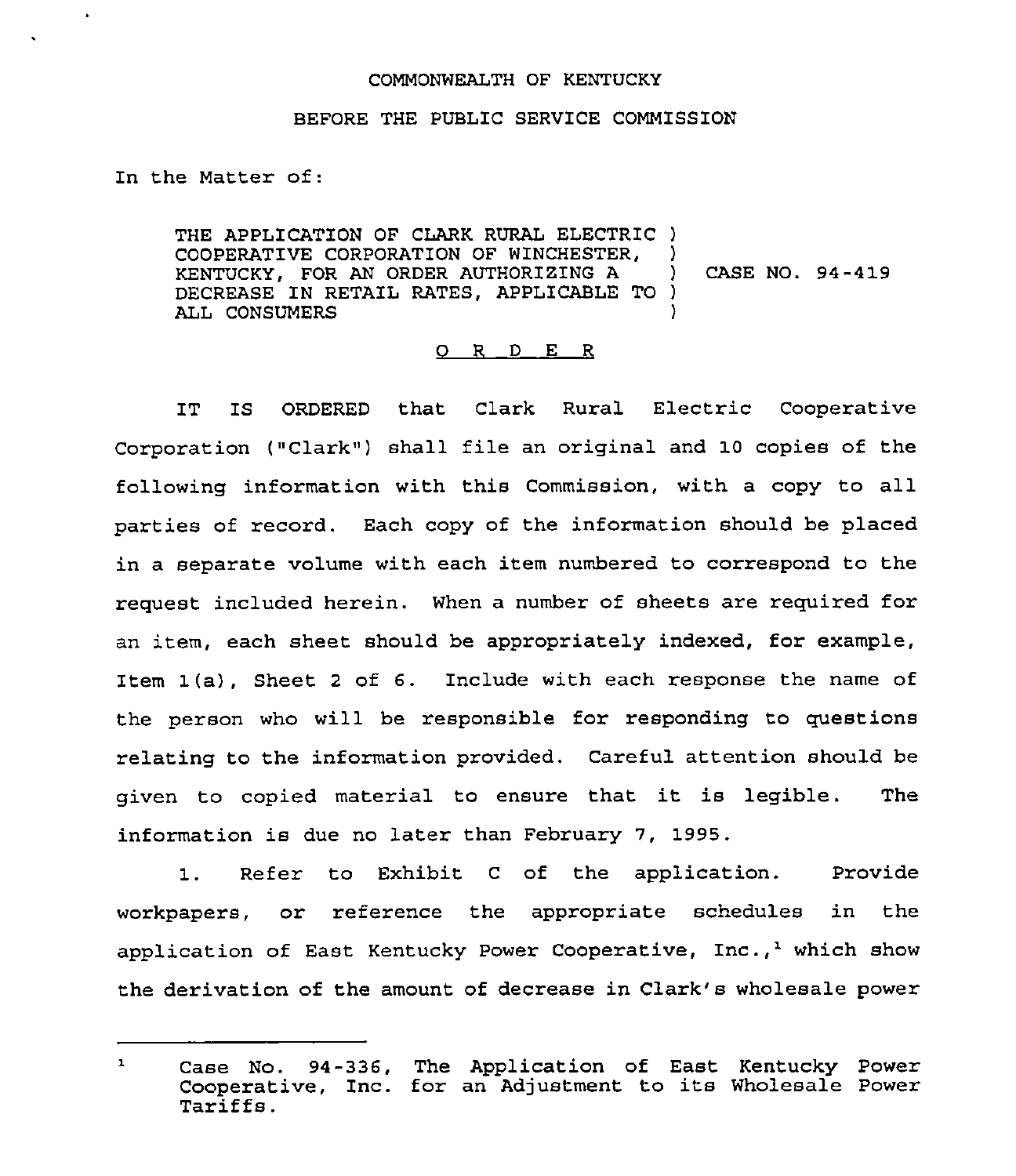COMMONWEALTH OF KENTUCKY

BEFORE THE PUBLIC SERVICE COMMISSION

In the Matter of:

THE APPLICATION OF CLARK RURAL ELECTRIC COOPERATIVE CORPORATION OF WINCHESTER, KENTUCKY, FOR AN ORDER AUTHORIZING A DECREASE IN RETAIL RATES, APPLICABLE TO ALL CONSUMERS ) CASE NO. 94-419

O R D E R

IT IS ORDERED that Clark Rural Electric Cooperative Corporation ("Clark") shall file an original and 10 copies of the following information with this Commission, with a copy to all parties of record. Each copy of the information should be placed in a separate volume with each item numbered to correspond to the request included herein. When a number of sheets are required for an item, each sheet should be appropriately indexed, for example, Item 1(a), Sheet 2 of 6. Include with each response the name of the person who will be responsible for responding to questions relating to the information provided. Careful attention should be given to copied material to ensure that it is legible. The information is due no later than February 7, 1995.

1. Refer to Exhibit C of the application. Provide workpapers, or reference the appropriate schedules in the application of East Kentucky Power Cooperative, Inc.,[1] which show the derivation of the amount of decrease in Clark's wholesale power

---

[1] Case No. 94-336, The Application of East Kentucky Power Cooperative, Inc. for an Adjustment to its Wholesale Power Tariffs.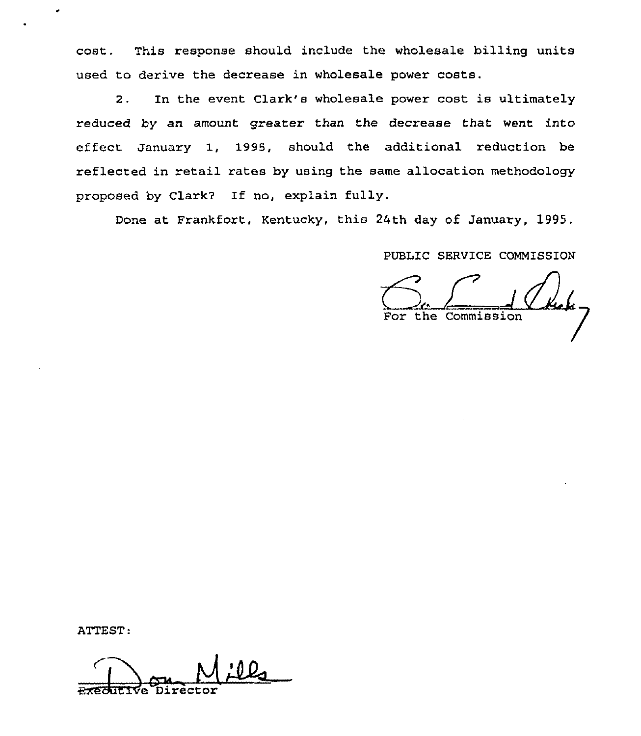cost. This response should include the wholesale billing units used to derive the decrease in wholesale power costs.

2. In the event Clark's wholesale power cost is ultimately reduced by an amount greater than the decrease that went into effect January 1, 1995, should the additional reduction be reflected in retail rates by using the same allocation methodology proposed by Clark? If no, explain fully.

Done at Frankfort, Kentucky, this 24th day of January, 1995.

PUBLIC SERVICE COMMISSION

For the Commission

ATTEST:

Executive Director